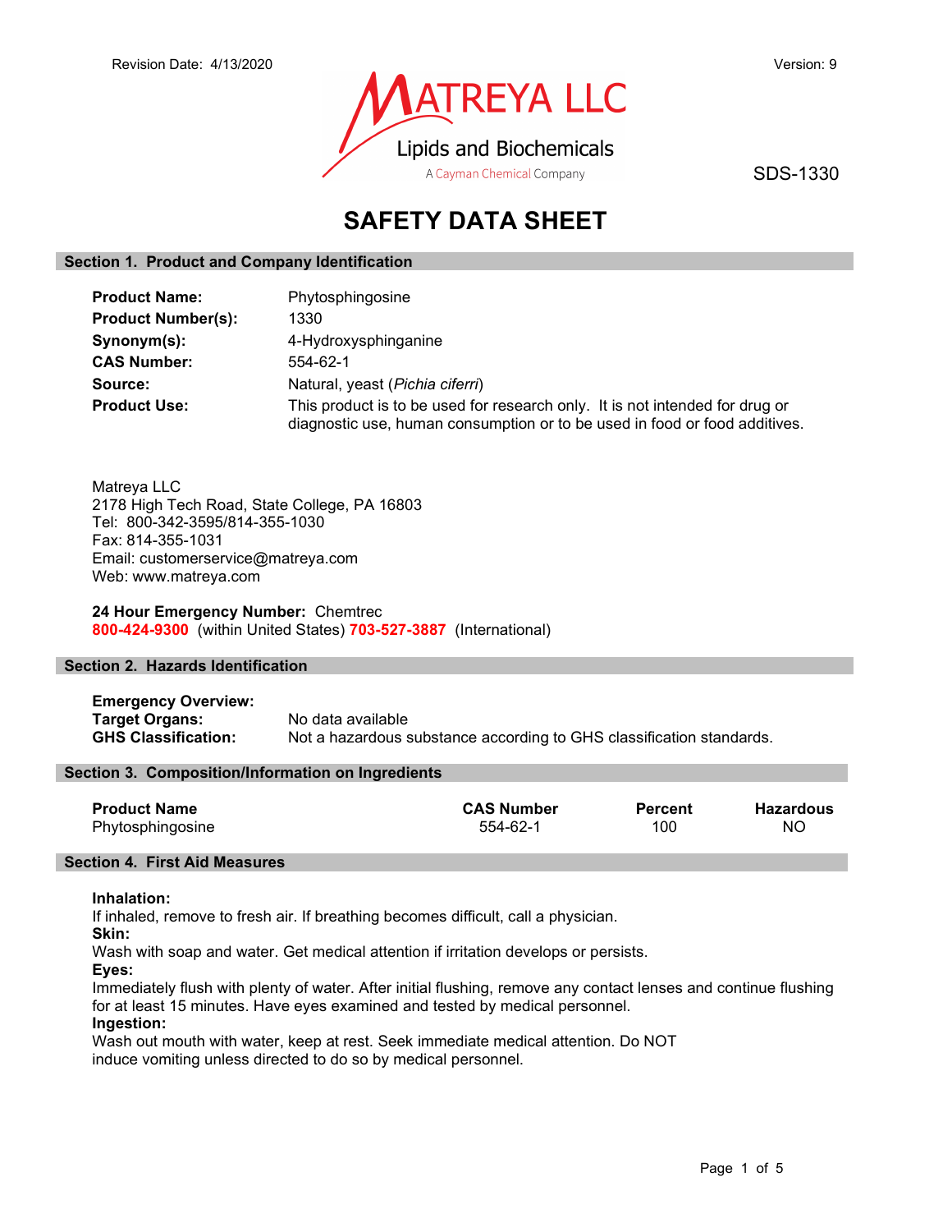Revision Date: 4/13/2020

Version: 9

MATREYA LLC
Lipids and Biochemicals
A Cayman Chemical Company

SDS-1330

# SAFETY DATA SHEET

## Section 1. Product and Company Identification

**Product Name:** Phytosphingosine

**Product Number(s):** 1330

**Synonym(s):** 4-Hydroxysphinganine

**CAS Number:** 554-62-1

**Source:** Natural, yeast (*Pichia ciferri*)

**Product Use:** This product is to be used for research only. It is not intended for drug or diagnostic use, human consumption or to be used in food or food additives.

Matreya LLC
2178 High Tech Road, State College, PA 16803
Tel: 800-342-3595/814-355-1030
Fax: 814-355-1031
Email: customerservice@matreya.com
Web: www.matreya.com

**24 Hour Emergency Number:** Chemtrec
**800-424-9300** (within United States) **703-527-3887** (International)

## Section 2. Hazards Identification

**Emergency Overview:**
**Target Organs:** No data available
**GHS Classification:** Not a hazardous substance according to GHS classification standards.

## Section 3. Composition/Information on Ingredients

| Product Name | CAS Number | Percent | Hazardous |
|---|---|---|---|
| Phytosphingosine | 554-62-1 | 100 | NO |

## Section 4. First Aid Measures

**Inhalation:**
If inhaled, remove to fresh air. If breathing becomes difficult, call a physician.

**Skin:**
Wash with soap and water. Get medical attention if irritation develops or persists.

**Eyes:**
Immediately flush with plenty of water. After initial flushing, remove any contact lenses and continue flushing for at least 15 minutes. Have eyes examined and tested by medical personnel.

**Ingestion:**
Wash out mouth with water, keep at rest. Seek immediate medical attention. Do NOT induce vomiting unless directed to do so by medical personnel.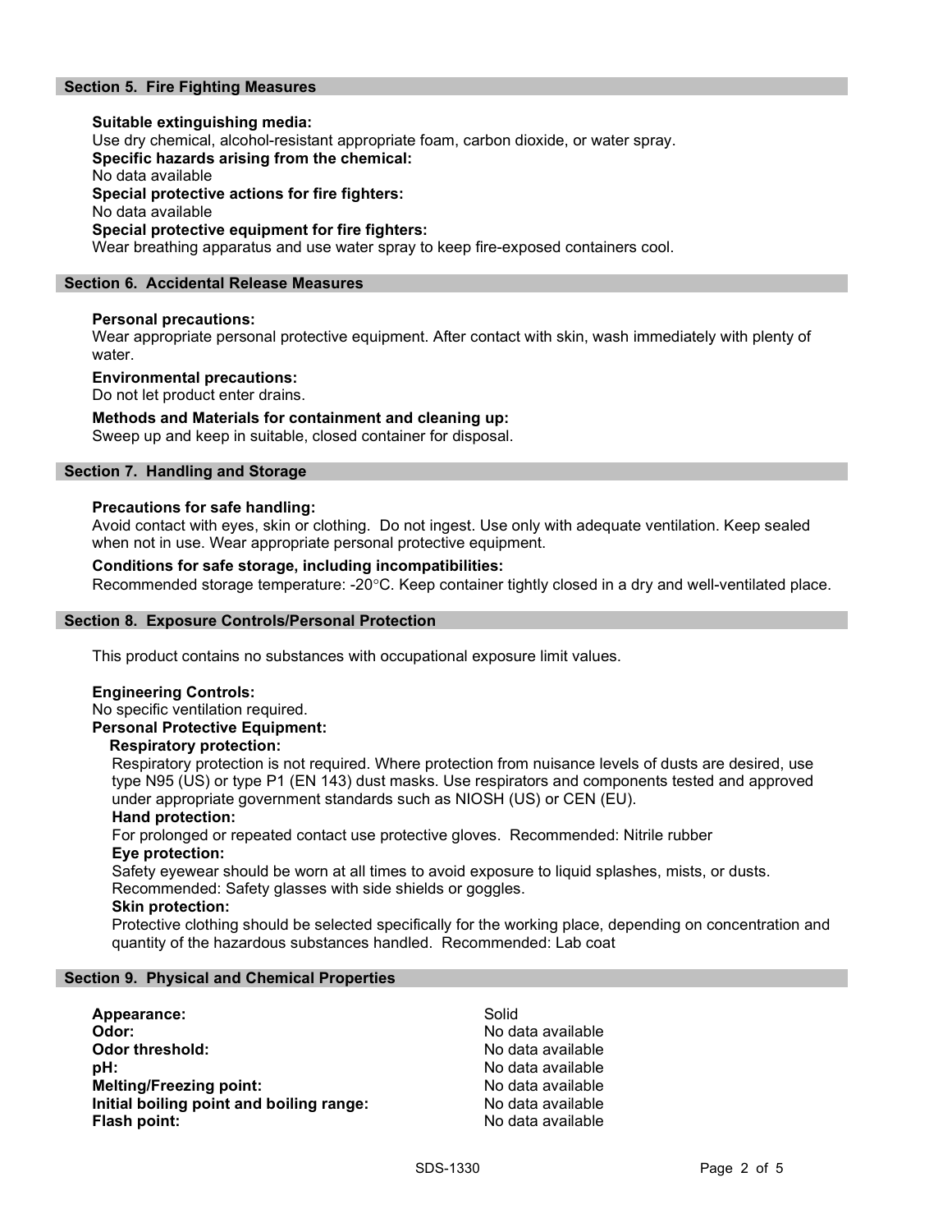## Section 5. Fire Fighting Measures

**Suitable extinguishing media:**
Use dry chemical, alcohol-resistant appropriate foam, carbon dioxide, or water spray.
**Specific hazards arising from the chemical:**
No data available
**Special protective actions for fire fighters:**
No data available
**Special protective equipment for fire fighters:**
Wear breathing apparatus and use water spray to keep fire-exposed containers cool.

## Section 6. Accidental Release Measures

**Personal precautions:**
Wear appropriate personal protective equipment. After contact with skin, wash immediately with plenty of water.

**Environmental precautions:**
Do not let product enter drains.

**Methods and Materials for containment and cleaning up:**
Sweep up and keep in suitable, closed container for disposal.

## Section 7. Handling and Storage

**Precautions for safe handling:**
Avoid contact with eyes, skin or clothing. Do not ingest. Use only with adequate ventilation. Keep sealed when not in use. Wear appropriate personal protective equipment.

**Conditions for safe storage, including incompatibilities:**
Recommended storage temperature: -20°C. Keep container tightly closed in a dry and well-ventilated place.

## Section 8. Exposure Controls/Personal Protection

This product contains no substances with occupational exposure limit values.

**Engineering Controls:**
No specific ventilation required.
**Personal Protective Equipment:**

**Respiratory protection:**
Respiratory protection is not required. Where protection from nuisance levels of dusts are desired, use type N95 (US) or type P1 (EN 143) dust masks. Use respirators and components tested and approved under appropriate government standards such as NIOSH (US) or CEN (EU).

**Hand protection:**
For prolonged or repeated contact use protective gloves. Recommended: Nitrile rubber

**Eye protection:**
Safety eyewear should be worn at all times to avoid exposure to liquid splashes, mists, or dusts. Recommended: Safety glasses with side shields or goggles.

**Skin protection:**
Protective clothing should be selected specifically for the working place, depending on concentration and quantity of the hazardous substances handled. Recommended: Lab coat

## Section 9. Physical and Chemical Properties

| | |
|---|---|
| **Appearance:** | Solid |
| **Odor:** | No data available |
| **Odor threshold:** | No data available |
| **pH:** | No data available |
| **Melting/Freezing point:** | No data available |
| **Initial boiling point and boiling range:** | No data available |
| **Flash point:** | No data available |

SDS-1330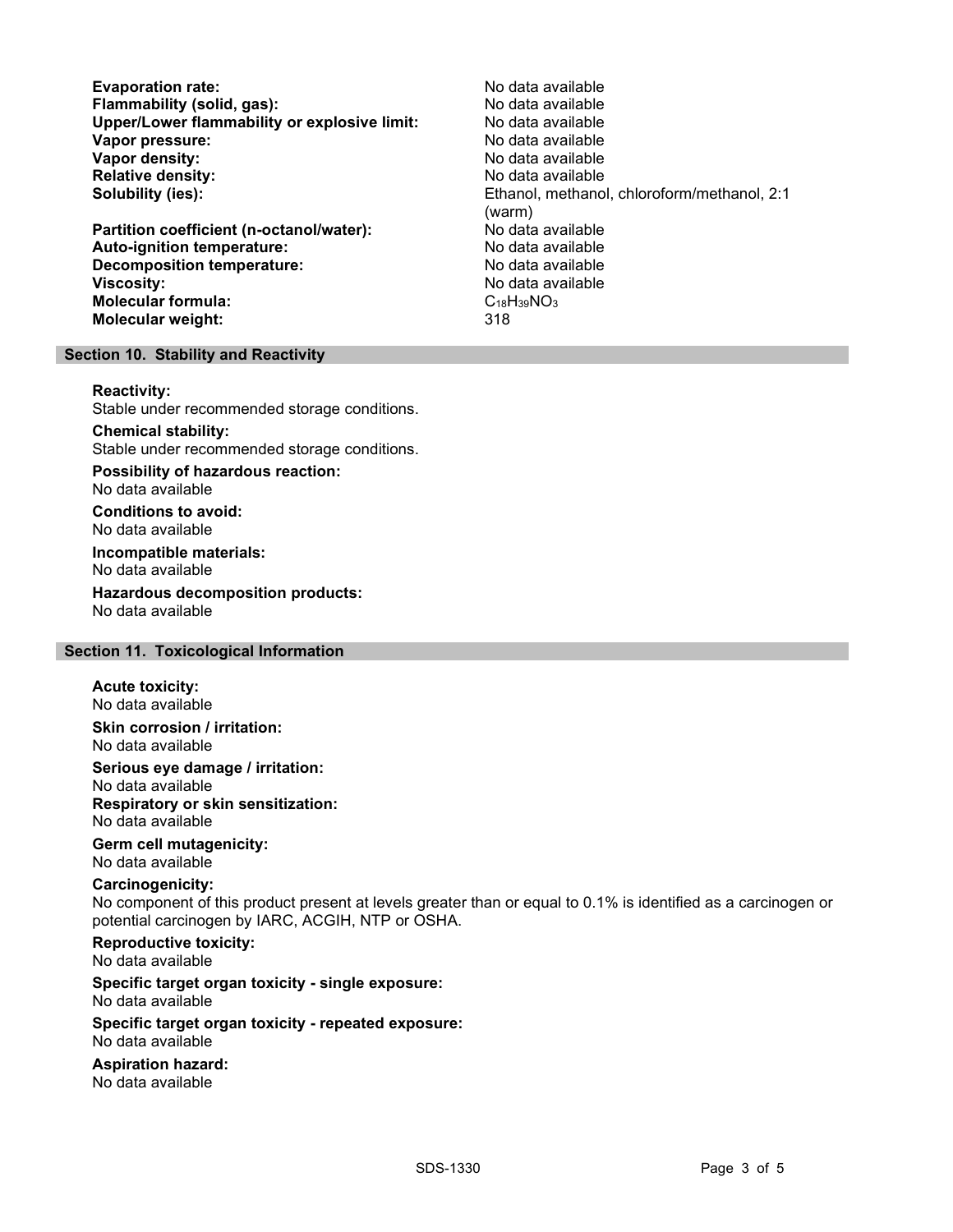**Evaporation rate:** No data available
**Flammability (solid, gas):** No data available
**Upper/Lower flammability or explosive limit:** No data available
**Vapor pressure:** No data available
**Vapor density:** No data available
**Relative density:** No data available
**Solubility (ies):** Ethanol, methanol, chloroform/methanol, 2:1 (warm)
**Partition coefficient (n-octanol/water):** No data available
**Auto-ignition temperature:** No data available
**Decomposition temperature:** No data available
**Viscosity:** No data available
**Molecular formula:** $C_{18}H_{39}NO_3$
**Molecular weight:** 318

## Section 10. Stability and Reactivity

**Reactivity:**
Stable under recommended storage conditions.

**Chemical stability:**
Stable under recommended storage conditions.

**Possibility of hazardous reaction:**
No data available

**Conditions to avoid:**
No data available

**Incompatible materials:**
No data available

**Hazardous decomposition products:**
No data available

## Section 11. Toxicological Information

**Acute toxicity:**
No data available

**Skin corrosion / irritation:**
No data available

**Serious eye damage / irritation:**
No data available

**Respiratory or skin sensitization:**
No data available

**Germ cell mutagenicity:**
No data available

**Carcinogenicity:**
No component of this product present at levels greater than or equal to 0.1% is identified as a carcinogen or potential carcinogen by IARC, ACGIH, NTP or OSHA.

**Reproductive toxicity:**
No data available

**Specific target organ toxicity - single exposure:**
No data available

**Specific target organ toxicity - repeated exposure:**
No data available

**Aspiration hazard:**
No data available

SDS-1330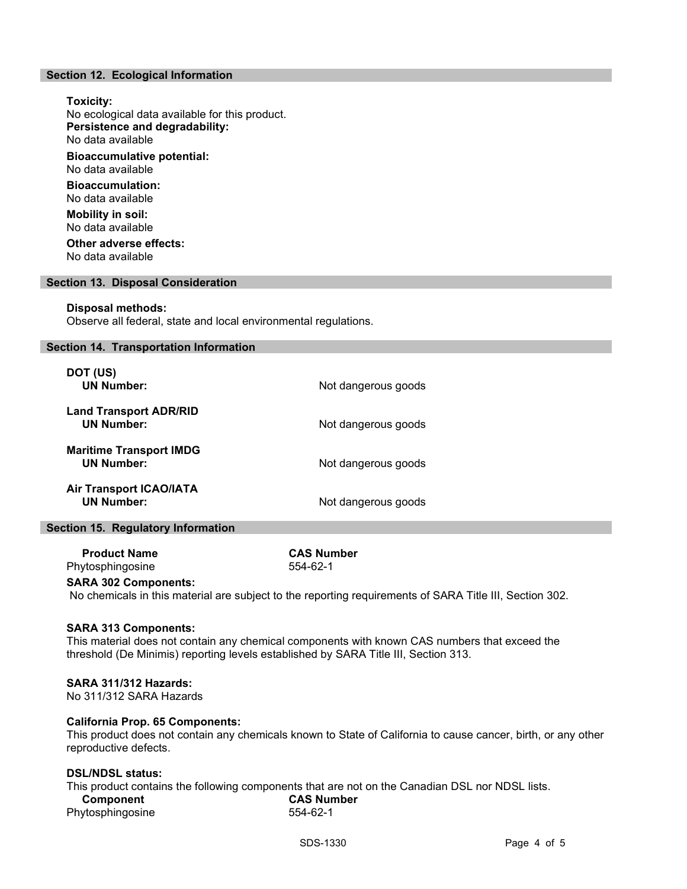## Section 12. Ecological Information

**Toxicity:**
No ecological data available for this product.

**Persistence and degradability:**
No data available

**Bioaccumulative potential:**
No data available

**Bioaccumulation:**
No data available

**Mobility in soil:**
No data available

**Other adverse effects:**
No data available

## Section 13. Disposal Consideration

**Disposal methods:**
Observe all federal, state and local environmental regulations.

## Section 14. Transportation Information

**DOT (US)**
**UN Number:** Not dangerous goods

**Land Transport ADR/RID**
**UN Number:** Not dangerous goods

**Maritime Transport IMDG**
**UN Number:** Not dangerous goods

**Air Transport ICAO/IATA**
**UN Number:** Not dangerous goods

## Section 15. Regulatory Information

| Product Name | CAS Number |
| --- | --- |
| Phytosphingosine | 554-62-1 |

**SARA 302 Components:**
No chemicals in this material are subject to the reporting requirements of SARA Title III, Section 302.

**SARA 313 Components:**
This material does not contain any chemical components with known CAS numbers that exceed the threshold (De Minimis) reporting levels established by SARA Title III, Section 313.

**SARA 311/312 Hazards:**
No 311/312 SARA Hazards

**California Prop. 65 Components:**
This product does not contain any chemicals known to State of California to cause cancer, birth, or any other reproductive defects.

**DSL/NDSL status:**
This product contains the following components that are not on the Canadian DSL nor NDSL lists.

| Component | CAS Number |
| --- | --- |
| Phytosphingosine | 554-62-1 |

SDS-1330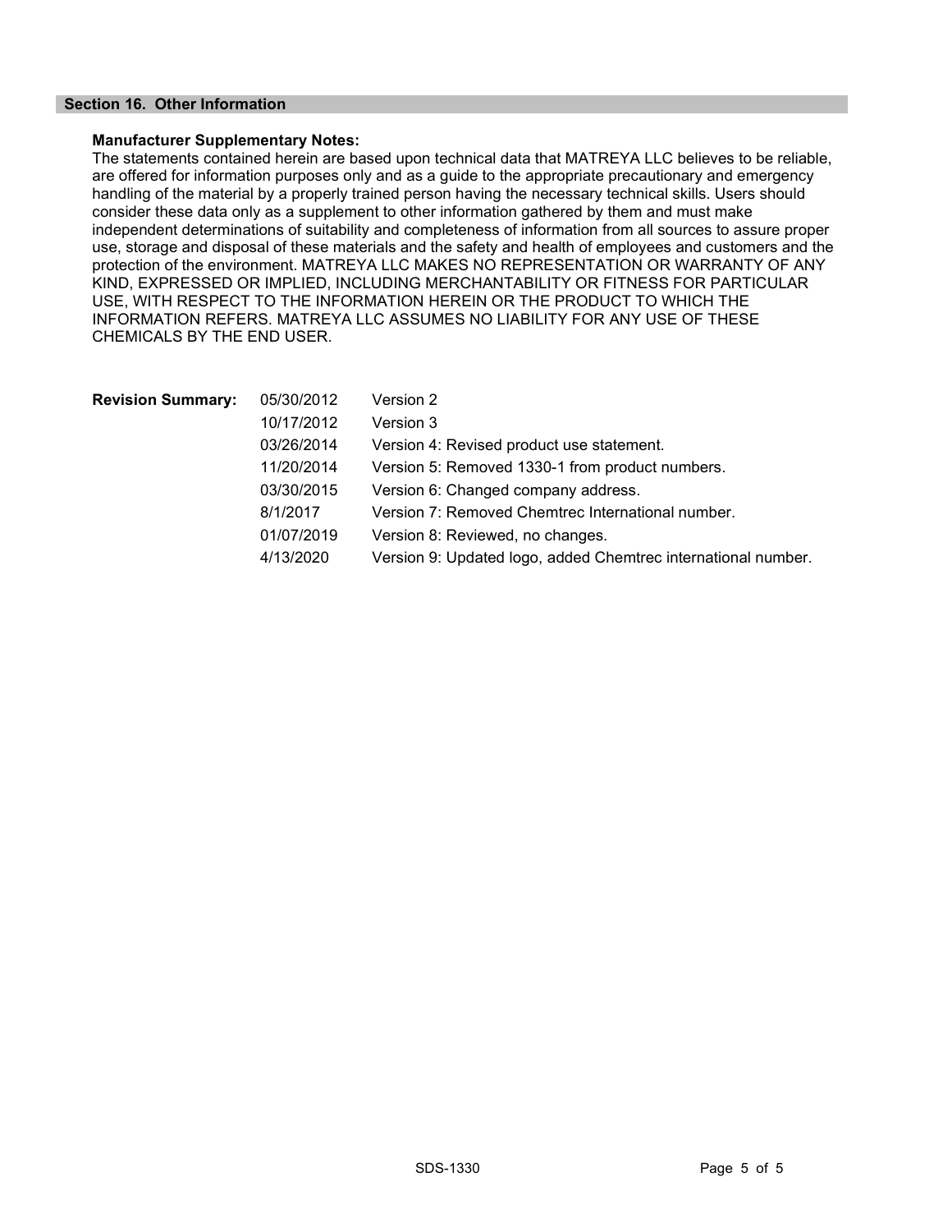## Section 16. Other Information

**Manufacturer Supplementary Notes:**

The statements contained herein are based upon technical data that MATREYA LLC believes to be reliable, are offered for information purposes only and as a guide to the appropriate precautionary and emergency handling of the material by a properly trained person having the necessary technical skills. Users should consider these data only as a supplement to other information gathered by them and must make independent determinations of suitability and completeness of information from all sources to assure proper use, storage and disposal of these materials and the safety and health of employees and customers and the protection of the environment. MATREYA LLC MAKES NO REPRESENTATION OR WARRANTY OF ANY KIND, EXPRESSED OR IMPLIED, INCLUDING MERCHANTABILITY OR FITNESS FOR PARTICULAR USE, WITH RESPECT TO THE INFORMATION HEREIN OR THE PRODUCT TO WHICH THE INFORMATION REFERS. MATREYA LLC ASSUMES NO LIABILITY FOR ANY USE OF THESE CHEMICALS BY THE END USER.

| | | |
|---|---|---|
| **Revision Summary:** | 05/30/2012 | Version 2 |
| | 10/17/2012 | Version 3 |
| | 03/26/2014 | Version 4: Revised product use statement. |
| | 11/20/2014 | Version 5: Removed 1330-1 from product numbers. |
| | 03/30/2015 | Version 6: Changed company address. |
| | 8/1/2017 | Version 7: Removed Chemtrec International number. |
| | 01/07/2019 | Version 8: Reviewed, no changes. |
| | 4/13/2020 | Version 9: Updated logo, added Chemtrec international number. |

SDS-1330